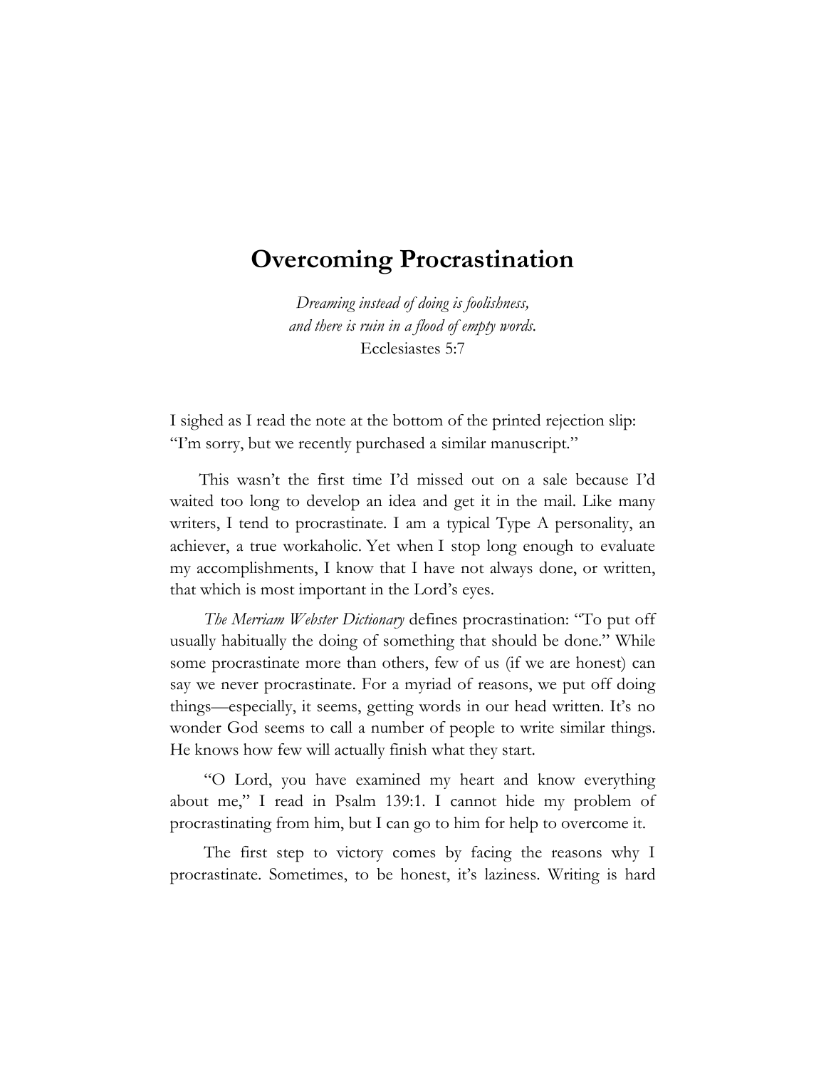# Overcoming Procrastination

*Dreaming instead of doing is foolishness,*
*and there is ruin in a flood of empty words.*
Ecclesiastes 5:7

I sighed as I read the note at the bottom of the printed rejection slip: "I'm sorry, but we recently purchased a similar manuscript."

This wasn't the first time I'd missed out on a sale because I'd waited too long to develop an idea and get it in the mail. Like many writers, I tend to procrastinate. I am a typical Type A personality, an achiever, a true workaholic. Yet when I stop long enough to evaluate my accomplishments, I know that I have not always done, or written, that which is most important in the Lord's eyes.

*The Merriam Webster Dictionary* defines procrastination: "To put off usually habitually the doing of something that should be done." While some procrastinate more than others, few of us (if we are honest) can say we never procrastinate. For a myriad of reasons, we put off doing things—especially, it seems, getting words in our head written. It's no wonder God seems to call a number of people to write similar things. He knows how few will actually finish what they start.

"O Lord, you have examined my heart and know everything about me," I read in Psalm 139:1. I cannot hide my problem of procrastinating from him, but I can go to him for help to overcome it.

The first step to victory comes by facing the reasons why I procrastinate. Sometimes, to be honest, it's laziness. Writing is hard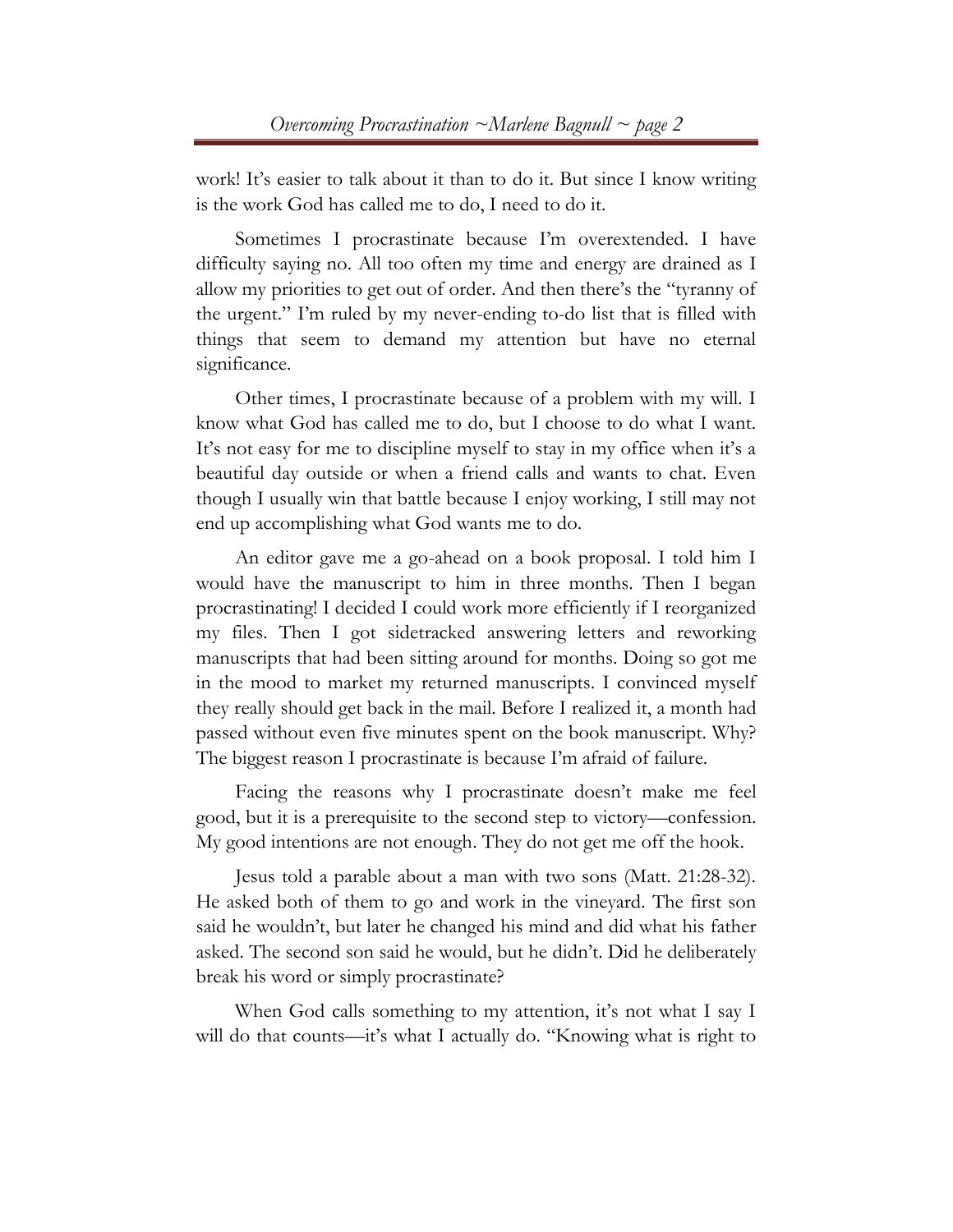work! It's easier to talk about it than to do it. But since I know writing is the work God has called me to do, I need to do it.

Sometimes I procrastinate because I'm overextended. I have difficulty saying no. All too often my time and energy are drained as I allow my priorities to get out of order. And then there's the "tyranny of the urgent." I'm ruled by my never-ending to-do list that is filled with things that seem to demand my attention but have no eternal significance.

Other times, I procrastinate because of a problem with my will. I know what God has called me to do, but I choose to do what I want. It's not easy for me to discipline myself to stay in my office when it's a beautiful day outside or when a friend calls and wants to chat. Even though I usually win that battle because I enjoy working, I still may not end up accomplishing what God wants me to do.

An editor gave me a go-ahead on a book proposal. I told him I would have the manuscript to him in three months. Then I began procrastinating! I decided I could work more efficiently if I reorganized my files. Then I got sidetracked answering letters and reworking manuscripts that had been sitting around for months. Doing so got me in the mood to market my returned manuscripts. I convinced myself they really should get back in the mail. Before I realized it, a month had passed without even five minutes spent on the book manuscript. Why? The biggest reason I procrastinate is because I'm afraid of failure.

Facing the reasons why I procrastinate doesn't make me feel good, but it is a prerequisite to the second step to victory—confession. My good intentions are not enough. They do not get me off the hook.

Jesus told a parable about a man with two sons (Matt. 21:28-32). He asked both of them to go and work in the vineyard. The first son said he wouldn't, but later he changed his mind and did what his father asked. The second son said he would, but he didn't. Did he deliberately break his word or simply procrastinate?

When God calls something to my attention, it's not what I say I will do that counts—it's what I actually do. "Knowing what is right to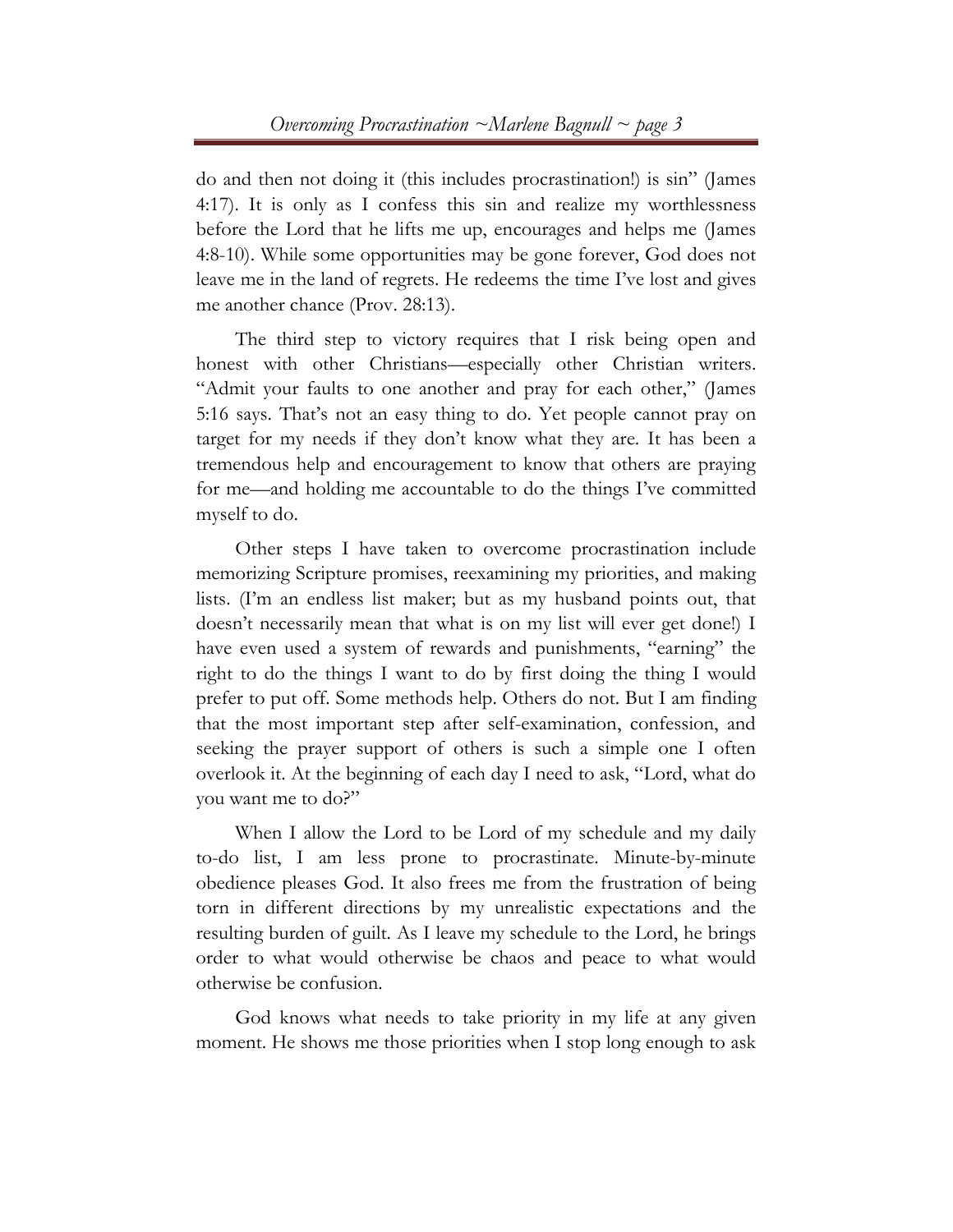do and then not doing it (this includes procrastination!) is sin" (James 4:17). It is only as I confess this sin and realize my worthlessness before the Lord that he lifts me up, encourages and helps me (James 4:8-10). While some opportunities may be gone forever, God does not leave me in the land of regrets. He redeems the time I've lost and gives me another chance (Prov. 28:13).

The third step to victory requires that I risk being open and honest with other Christians—especially other Christian writers. "Admit your faults to one another and pray for each other," (James 5:16 says. That's not an easy thing to do. Yet people cannot pray on target for my needs if they don't know what they are. It has been a tremendous help and encouragement to know that others are praying for me—and holding me accountable to do the things I've committed myself to do.

Other steps I have taken to overcome procrastination include memorizing Scripture promises, reexamining my priorities, and making lists. (I'm an endless list maker; but as my husband points out, that doesn't necessarily mean that what is on my list will ever get done!) I have even used a system of rewards and punishments, "earning" the right to do the things I want to do by first doing the thing I would prefer to put off. Some methods help. Others do not. But I am finding that the most important step after self-examination, confession, and seeking the prayer support of others is such a simple one I often overlook it. At the beginning of each day I need to ask, "Lord, what do you want me to do?"

When I allow the Lord to be Lord of my schedule and my daily to-do list, I am less prone to procrastinate. Minute-by-minute obedience pleases God. It also frees me from the frustration of being torn in different directions by my unrealistic expectations and the resulting burden of guilt. As I leave my schedule to the Lord, he brings order to what would otherwise be chaos and peace to what would otherwise be confusion.

God knows what needs to take priority in my life at any given moment. He shows me those priorities when I stop long enough to ask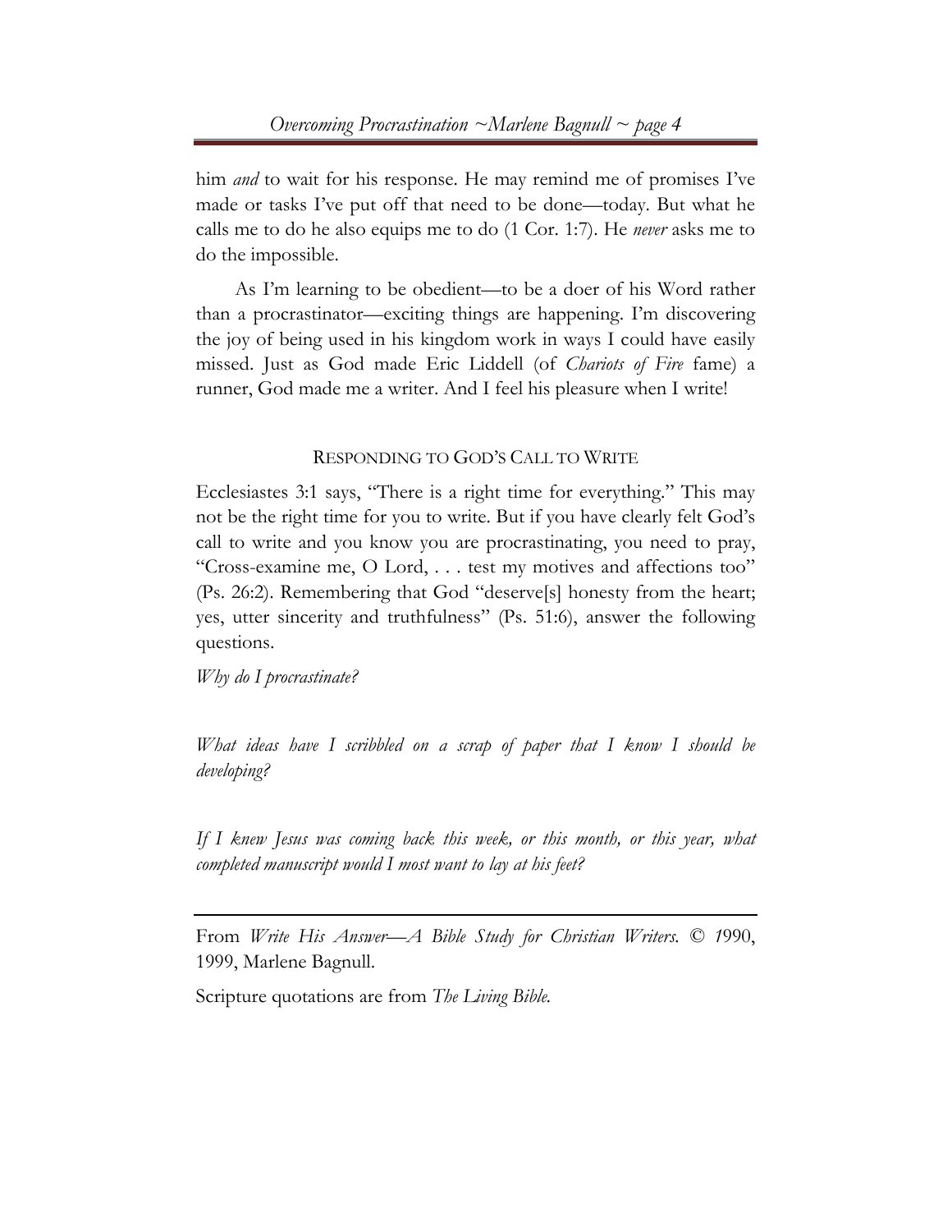him *and* to wait for his response. He may remind me of promises I've made or tasks I've put off that need to be done—today. But what he calls me to do he also equips me to do (1 Cor. 1:7). He *never* asks me to do the impossible.

As I'm learning to be obedient—to be a doer of his Word rather than a procrastinator—exciting things are happening. I'm discovering the joy of being used in his kingdom work in ways I could have easily missed. Just as God made Eric Liddell (of *Chariots of Fire* fame) a runner, God made me a writer. And I feel his pleasure when I write!

## RESPONDING TO GOD'S CALL TO WRITE

Ecclesiastes 3:1 says, "There is a right time for everything." This may not be the right time for you to write. But if you have clearly felt God's call to write and you know you are procrastinating, you need to pray, "Cross-examine me, O Lord, . . . test my motives and affections too" (Ps. 26:2). Remembering that God "deserve[s] honesty from the heart; yes, utter sincerity and truthfulness" (Ps. 51:6), answer the following questions.

*Why do I procrastinate?*

*What ideas have I scribbled on a scrap of paper that I know I should be developing?*

*If I knew Jesus was coming back this week, or this month, or this year, what completed manuscript would I most want to lay at his feet?*

---

From *Write His Answer—A Bible Study for Christian Writers.* © 1990, 1999, Marlene Bagnull.

Scripture quotations are from *The Living Bible.*